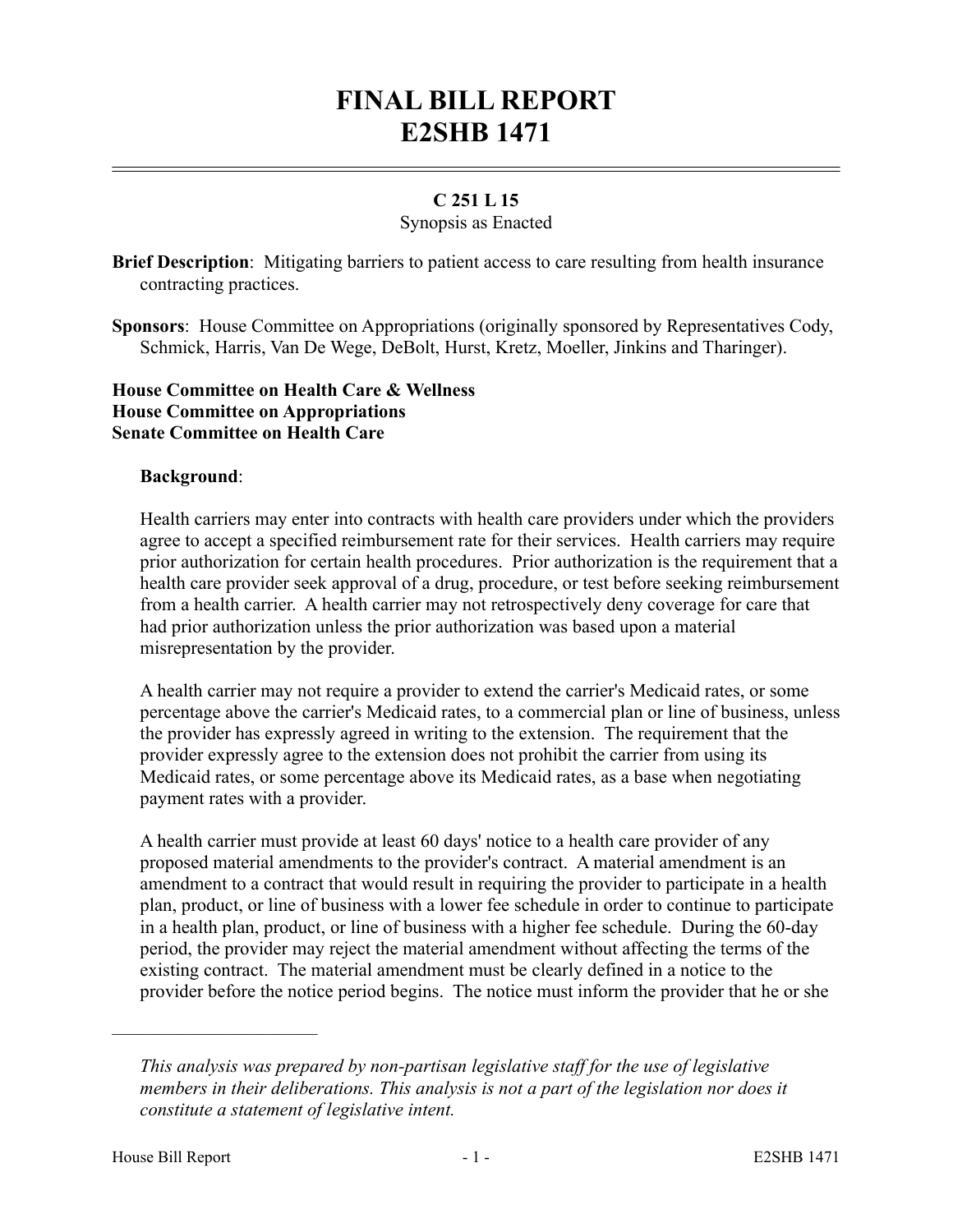# FINAL BILL REPORT
# E2SHB 1471

**C 251 L 15**
Synopsis as Enacted

**Brief Description**: Mitigating barriers to patient access to care resulting from health insurance contracting practices.

**Sponsors**: House Committee on Appropriations (originally sponsored by Representatives Cody, Schmick, Harris, Van De Wege, DeBolt, Hurst, Kretz, Moeller, Jinkins and Tharinger).

**House Committee on Health Care & Wellness**
**House Committee on Appropriations**
**Senate Committee on Health Care**

**Background**:

Health carriers may enter into contracts with health care providers under which the providers agree to accept a specified reimbursement rate for their services. Health carriers may require prior authorization for certain health procedures. Prior authorization is the requirement that a health care provider seek approval of a drug, procedure, or test before seeking reimbursement from a health carrier. A health carrier may not retrospectively deny coverage for care that had prior authorization unless the prior authorization was based upon a material misrepresentation by the provider.

A health carrier may not require a provider to extend the carrier's Medicaid rates, or some percentage above the carrier's Medicaid rates, to a commercial plan or line of business, unless the provider has expressly agreed in writing to the extension. The requirement that the provider expressly agree to the extension does not prohibit the carrier from using its Medicaid rates, or some percentage above its Medicaid rates, as a base when negotiating payment rates with a provider.

A health carrier must provide at least 60 days' notice to a health care provider of any proposed material amendments to the provider's contract. A material amendment is an amendment to a contract that would result in requiring the provider to participate in a health plan, product, or line of business with a lower fee schedule in order to continue to participate in a health plan, product, or line of business with a higher fee schedule. During the 60-day period, the provider may reject the material amendment without affecting the terms of the existing contract. The material amendment must be clearly defined in a notice to the provider before the notice period begins. The notice must inform the provider that he or she

---

*This analysis was prepared by non-partisan legislative staff for the use of legislative members in their deliberations. This analysis is not a part of the legislation nor does it constitute a statement of legislative intent.*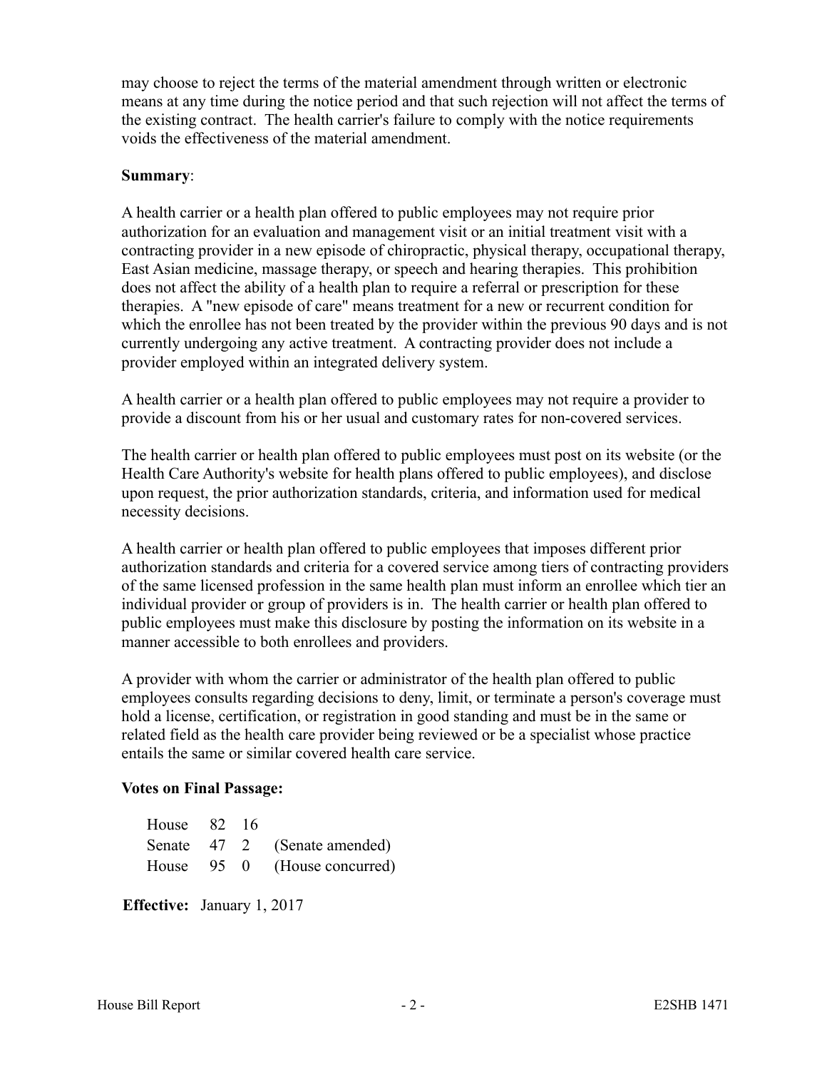may choose to reject the terms of the material amendment through written or electronic means at any time during the notice period and that such rejection will not affect the terms of the existing contract. The health carrier's failure to comply with the notice requirements voids the effectiveness of the material amendment.

**Summary**:

A health carrier or a health plan offered to public employees may not require prior authorization for an evaluation and management visit or an initial treatment visit with a contracting provider in a new episode of chiropractic, physical therapy, occupational therapy, East Asian medicine, massage therapy, or speech and hearing therapies. This prohibition does not affect the ability of a health plan to require a referral or prescription for these therapies. A "new episode of care" means treatment for a new or recurrent condition for which the enrollee has not been treated by the provider within the previous 90 days and is not currently undergoing any active treatment. A contracting provider does not include a provider employed within an integrated delivery system.

A health carrier or a health plan offered to public employees may not require a provider to provide a discount from his or her usual and customary rates for non-covered services.

The health carrier or health plan offered to public employees must post on its website (or the Health Care Authority's website for health plans offered to public employees), and disclose upon request, the prior authorization standards, criteria, and information used for medical necessity decisions.

A health carrier or health plan offered to public employees that imposes different prior authorization standards and criteria for a covered service among tiers of contracting providers of the same licensed profession in the same health plan must inform an enrollee which tier an individual provider or group of providers is in. The health carrier or health plan offered to public employees must make this disclosure by posting the information on its website in a manner accessible to both enrollees and providers.

A provider with whom the carrier or administrator of the health plan offered to public employees consults regarding decisions to deny, limit, or terminate a person's coverage must hold a license, certification, or registration in good standing and must be in the same or related field as the health care provider being reviewed or be a specialist whose practice entails the same or similar covered health care service.

**Votes on Final Passage:**

| | | | |
|---|---|---|---|
| House | 82 | 16 | |
| Senate | 47 | 2 | (Senate amended) |
| House | 95 | 0 | (House concurred) |

**Effective:** January 1, 2017